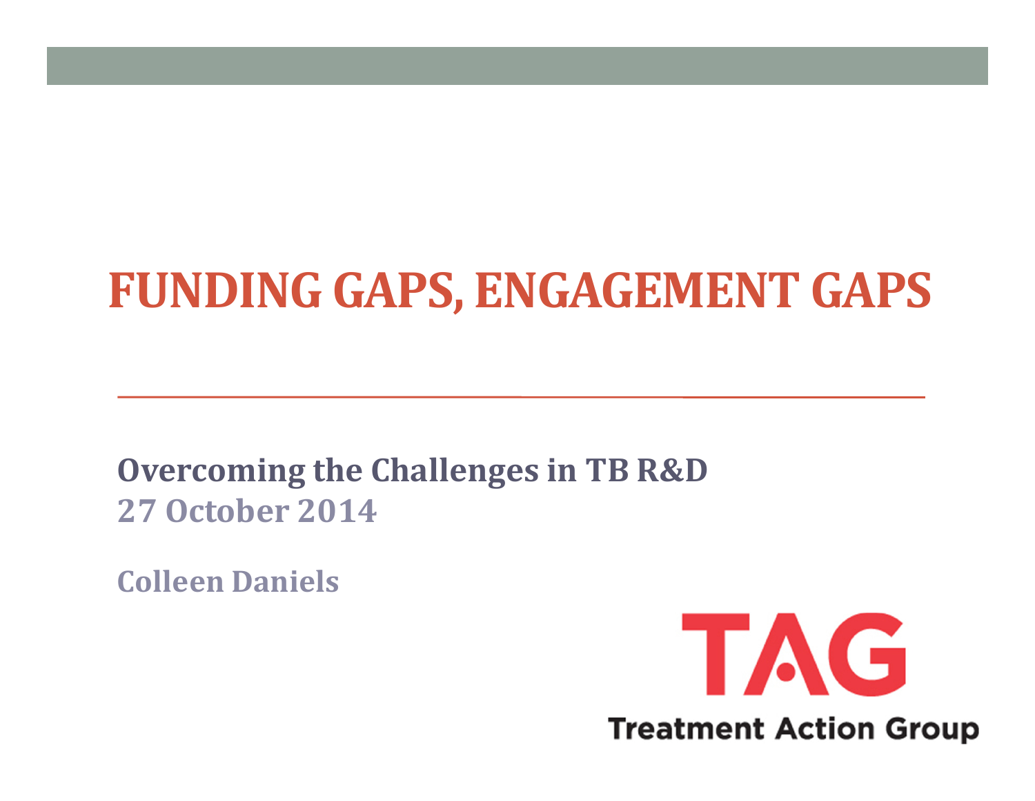# FUNDING GAPS, ENGAGEMENT GAPS

**Overcoming the Challenges in TB R&D**
**27 October 2014**

**Colleen Daniels**

TAG
Treatment Action Group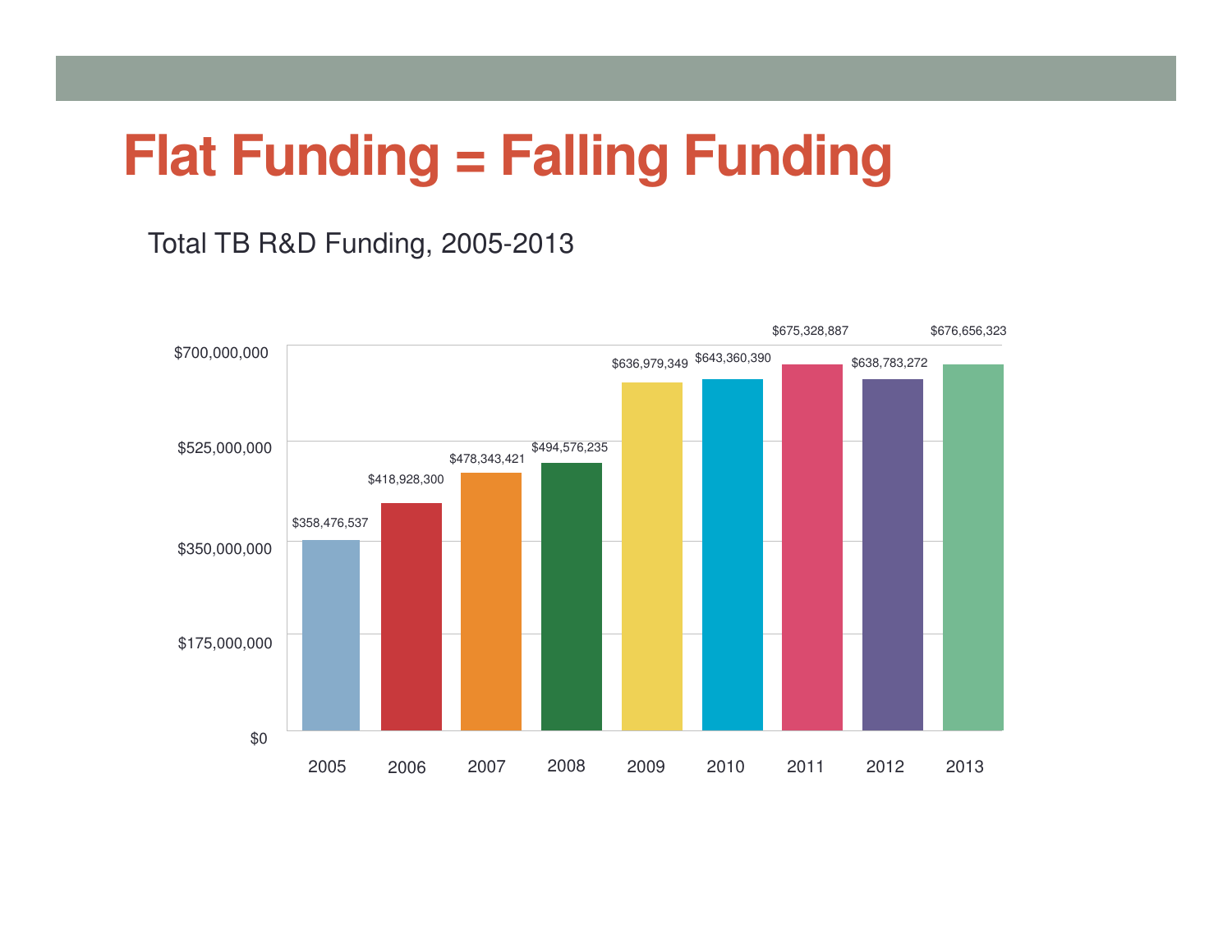# Flat Funding = Falling Funding

Total TB R&D Funding, 2005-2013

| Year | Funding |
|---|---|
| 2005 | $358,476,537 |
| 2006 | $418,928,300 |
| 2007 | $478,343,421 |
| 2008 | $494,576,235 |
| 2009 | $636,979,349 |
| 2010 | $643,360,390 |
| 2011 | $675,328,887 |
| 2012 | $638,783,272 |
| 2013 | $676,656,323 |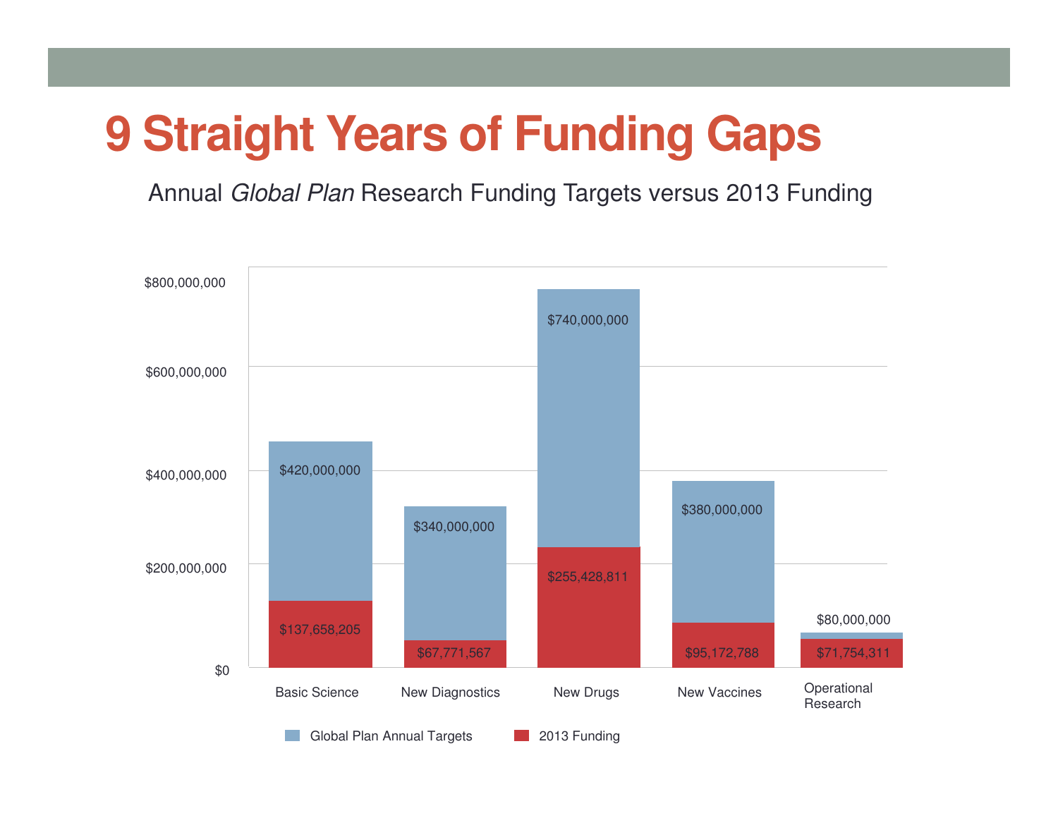# 9 Straight Years of Funding Gaps

Annual *Global Plan* Research Funding Targets versus 2013 Funding

| Category | Global Plan Annual Targets | 2013 Funding |
|---|---|---|
| Basic Science | $420,000,000 | $137,658,205 |
| New Diagnostics | $340,000,000 | $67,771,567 |
| New Drugs | $740,000,000 | $255,428,811 |
| New Vaccines | $380,000,000 | $95,172,788 |
| Operational Research | $80,000,000 | $71,754,311 |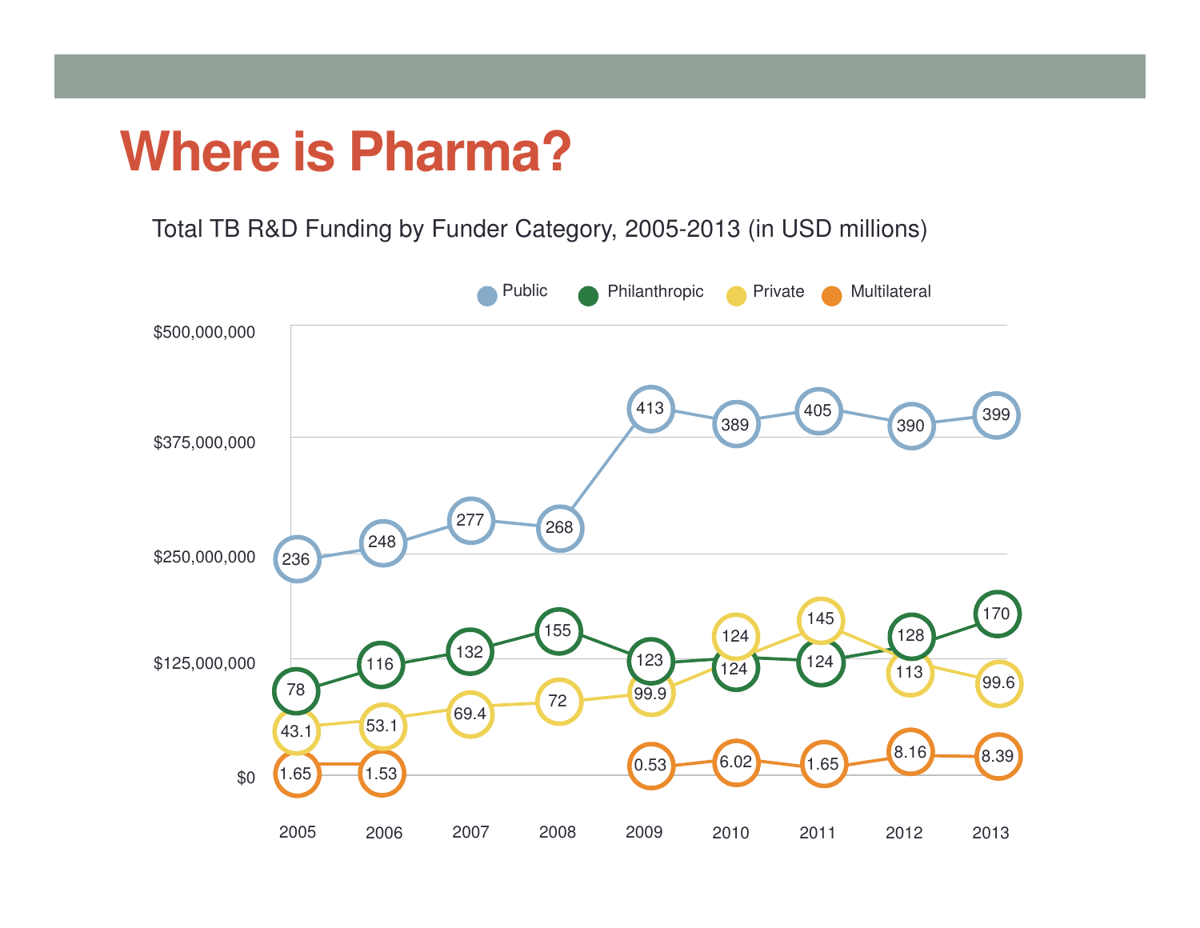# Where is Pharma?

Total TB R&D Funding by Funder Category, 2005-2013 (in USD millions)

| Year | Public | Philanthropic | Private | Multilateral |
|---|---|---|---|---|
| 2005 | 236 | 78 | 43.1 | 1.65 |
| 2006 | 248 | 116 | 53.1 | 1.53 |
| 2007 | 277 | 132 | 69.4 | |
| 2008 | 268 | 155 | 72 | |
| 2009 | 413 | 123 | 99.9 | 0.53 |
| 2010 | 389 | 124 | 124 | 6.02 |
| 2011 | 405 | 124 | 145 | 1.65 |
| 2012 | 390 | 128 | 113 | 8.16 |
| 2013 | 399 | 170 | 99.6 | 8.39 |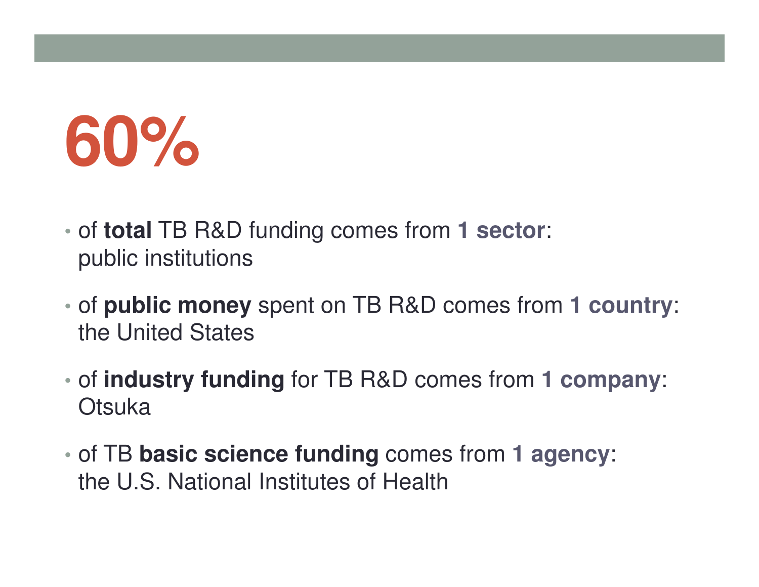# 60%

- of **total** TB R&D funding comes from **1 sector**: public institutions
- of **public money** spent on TB R&D comes from **1 country**: the United States
- of **industry funding** for TB R&D comes from **1 company**: Otsuka
- of TB **basic science funding** comes from **1 agency**: the U.S. National Institutes of Health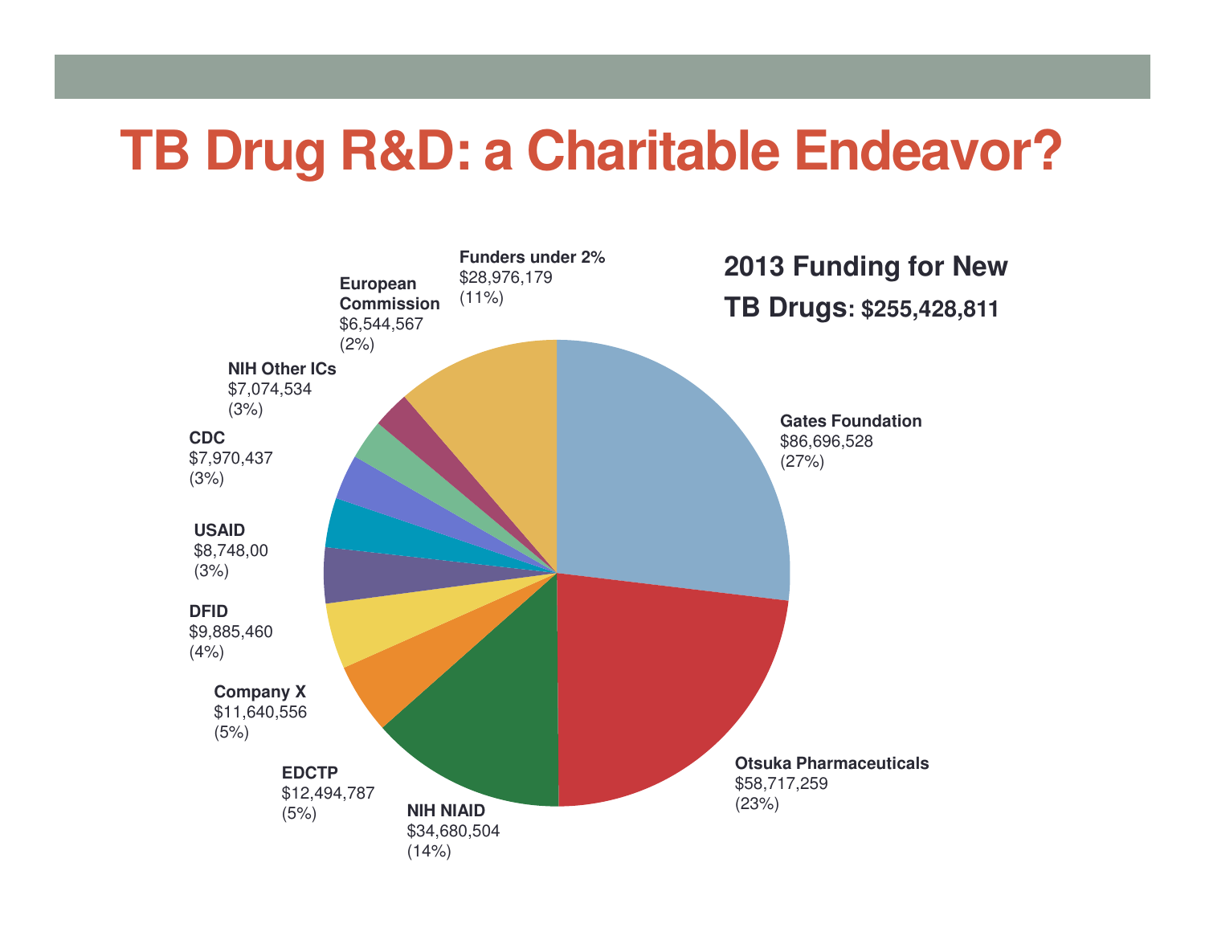# TB Drug R&D: a Charitable Endeavor?

**2013 Funding for New TB Drugs: $255,428,811**

| Funder | Amount | Share |
|---|---|---|
| Gates Foundation | $86,696,528 | (27%) |
| Otsuka Pharmaceuticals | $58,717,259 | (23%) |
| NIH NIAID | $34,680,504 | (14%) |
| EDCTP | $12,494,787 | (5%) |
| Company X | $11,640,556 | (5%) |
| DFID | $9,885,460 | (4%) |
| USAID | $8,748,00 | (3%) |
| CDC | $7,970,437 | (3%) |
| NIH Other ICs | $7,074,534 | (3%) |
| European Commission | $6,544,567 | (2%) |
| Funders under 2% | $28,976,179 | (11%) |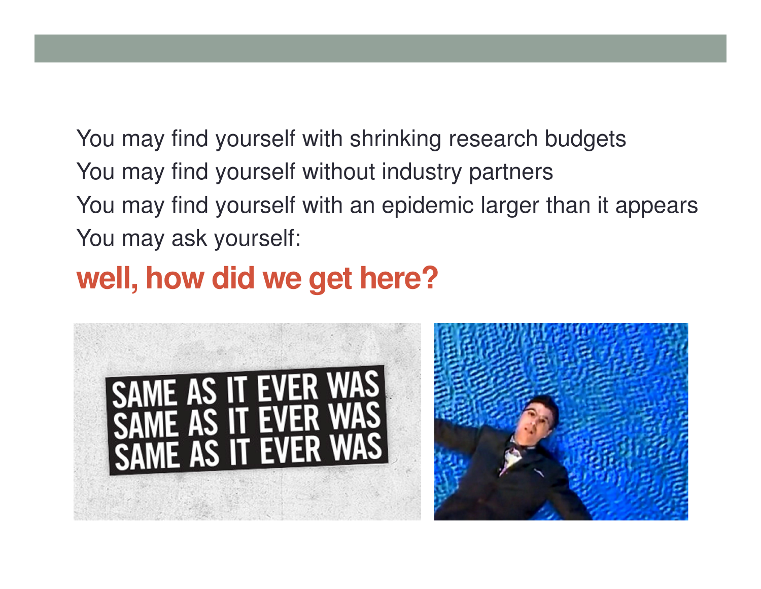You may find yourself with shrinking research budgets
You may find yourself without industry partners
You may find yourself with an epidemic larger than it appears
You may ask yourself:

**well, how did we get here?**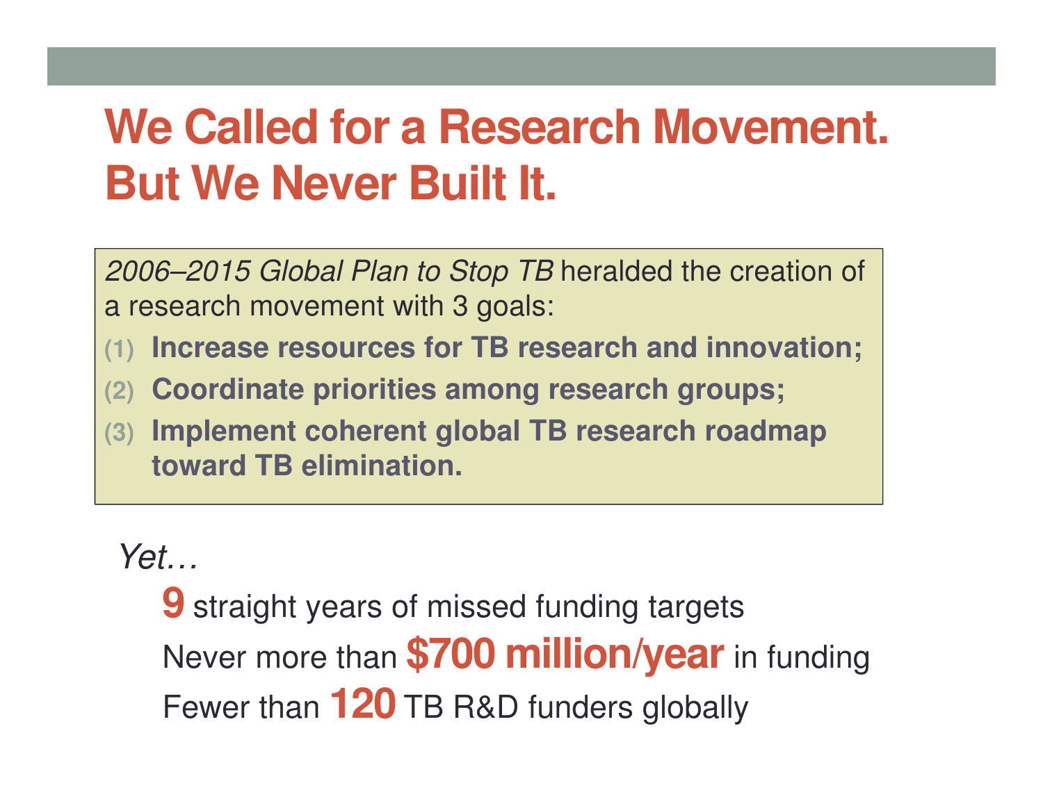# We Called for a Research Movement. But We Never Built It.

*2006–2015 Global Plan to Stop TB* heralded the creation of a research movement with 3 goals:

1. **Increase resources for TB research and innovation;**
2. **Coordinate priorities among research groups;**
3. **Implement coherent global TB research roadmap toward TB elimination.**

*Yet…*

**9** straight years of missed funding targets

Never more than **$700 million/year** in funding

Fewer than **120** TB R&D funders globally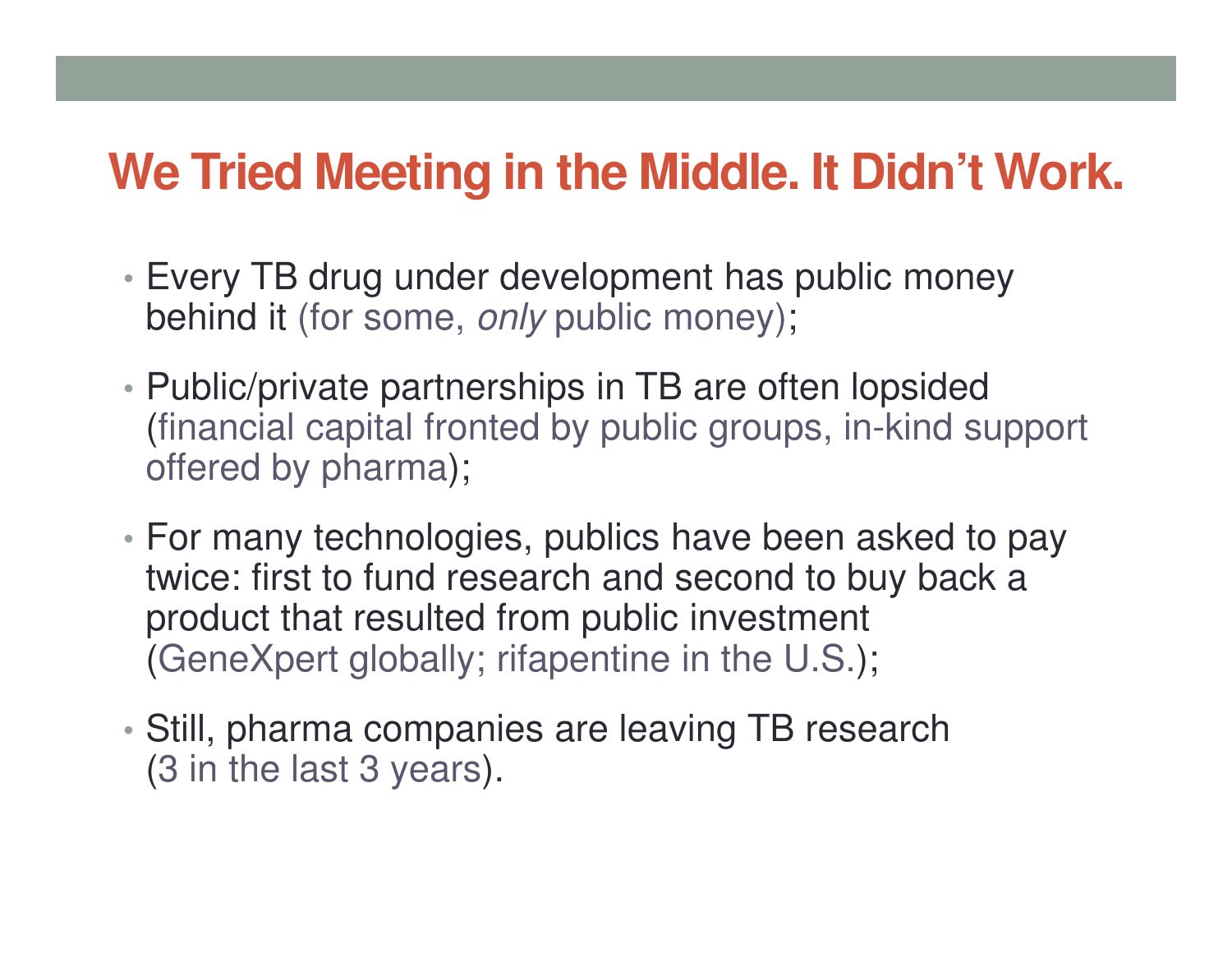# We Tried Meeting in the Middle. It Didn't Work.

- Every TB drug under development has public money behind it (for some, *only* public money);
- Public/private partnerships in TB are often lopsided (financial capital fronted by public groups, in-kind support offered by pharma);
- For many technologies, publics have been asked to pay twice: first to fund research and second to buy back a product that resulted from public investment (GeneXpert globally; rifapentine in the U.S.);
- Still, pharma companies are leaving TB research (3 in the last 3 years).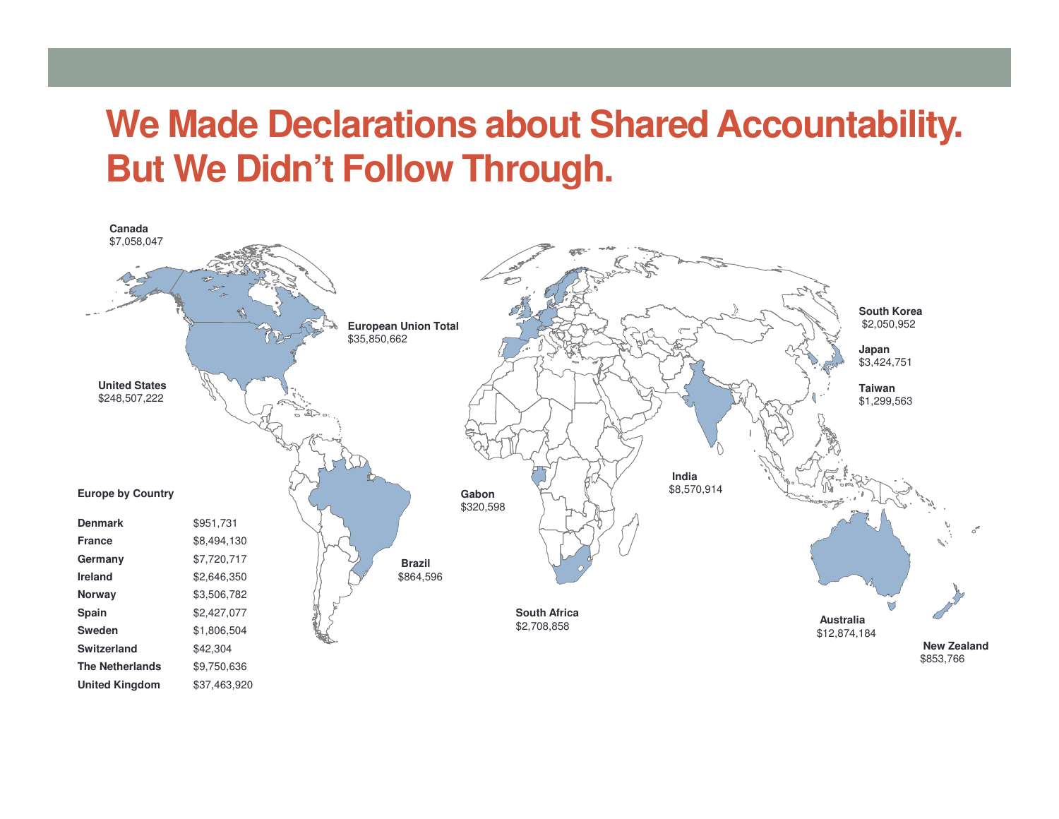# We Made Declarations about Shared Accountability. But We Didn't Follow Through.

**Canada**
$7,058,047

**United States**
$248,507,222

**European Union Total**
$35,850,662

**Brazil**
$864,596

**Gabon**
$320,598

**South Africa**
$2,708,858

**India**
$8,570,914

**South Korea**
$2,050,952

**Japan**
$3,424,751

**Taiwan**
$1,299,563

**Australia**
$12,874,184

**New Zealand**
$853,766

**Europe by Country**

| | |
|---|---|
| **Denmark** | $951,731 |
| **France** | $8,494,130 |
| **Germany** | $7,720,717 |
| **Ireland** | $2,646,350 |
| **Norway** | $3,506,782 |
| **Spain** | $2,427,077 |
| **Sweden** | $1,806,504 |
| **Switzerland** | $42,304 |
| **The Netherlands** | $9,750,636 |
| **United Kingdom** | $37,463,920 |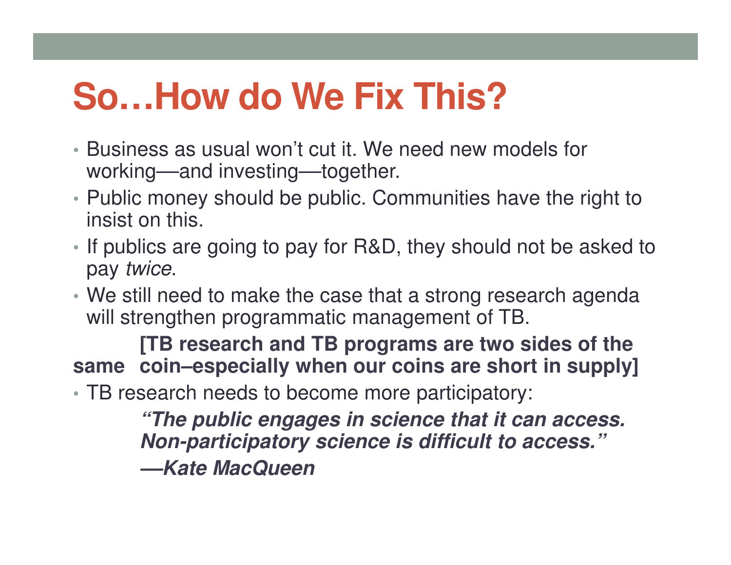# So…How do We Fix This?

- Business as usual won't cut it. We need new models for working—and investing—together.
- Public money should be public. Communities have the right to insist on this.
- If publics are going to pay for R&D, they should not be asked to pay *twice*.
- We still need to make the case that a strong research agenda will strengthen programmatic management of TB.

**[TB research and TB programs are two sides of the same coin–especially when our coins are short in supply]**

- TB research needs to become more participatory:

***"The public engages in science that it can access. Non-participatory science is difficult to access."***

***—Kate MacQueen***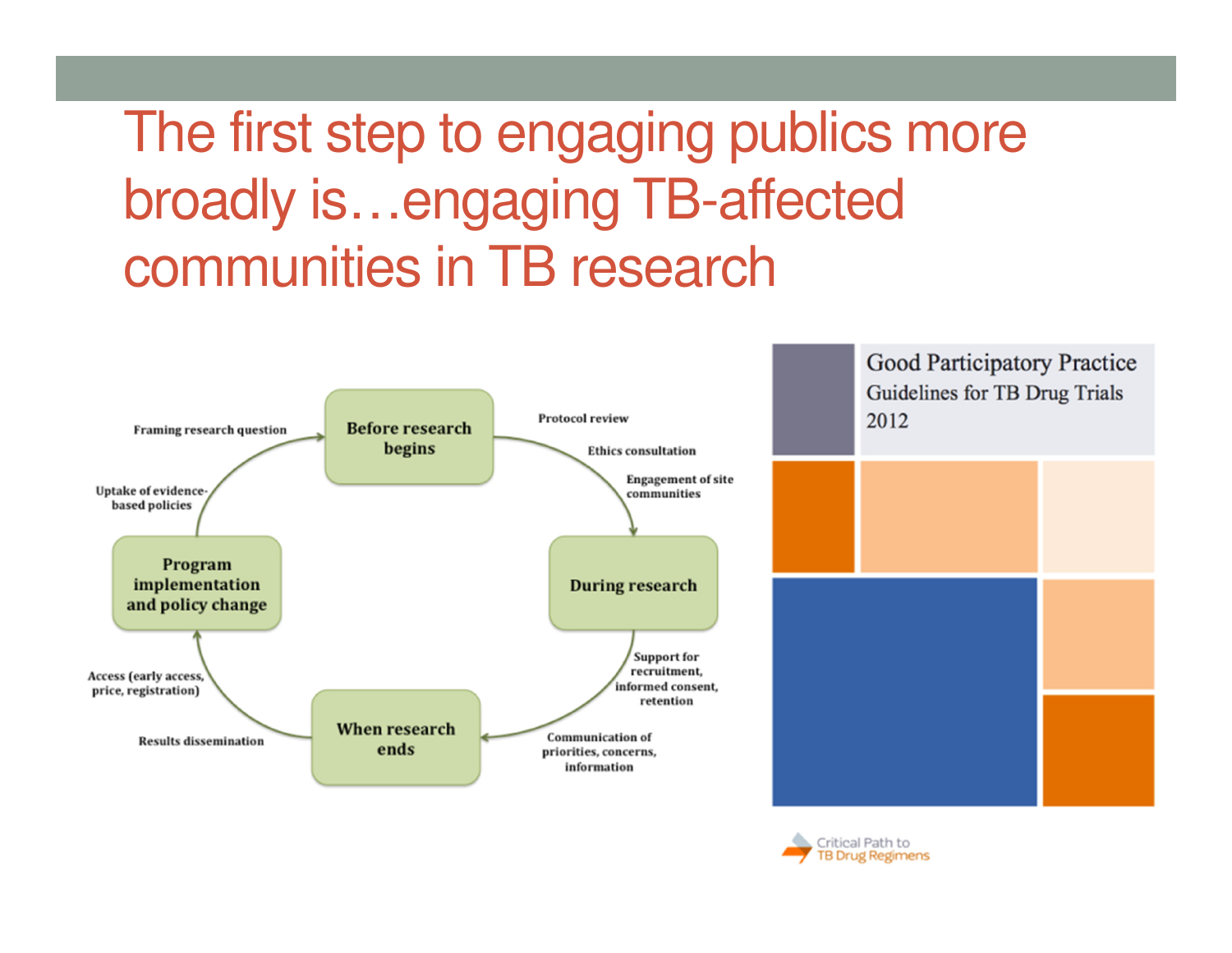# The first step to engaging publics more broadly is…engaging TB-affected communities in TB research

**Before research begins**

- Protocol review
- Ethics consultation
- Engagement of site communities

**During research**

- Support for recruitment, informed consent, retention
- Communication of priorities, concerns, information

**When research ends**

- Results dissemination
- Access (early access, price, registration)

**Program implementation and policy change**

- Uptake of evidence-based policies
- Framing research question

Good Participatory Practice
Guidelines for TB Drug Trials
2012

Critical Path to TB Drug Regimens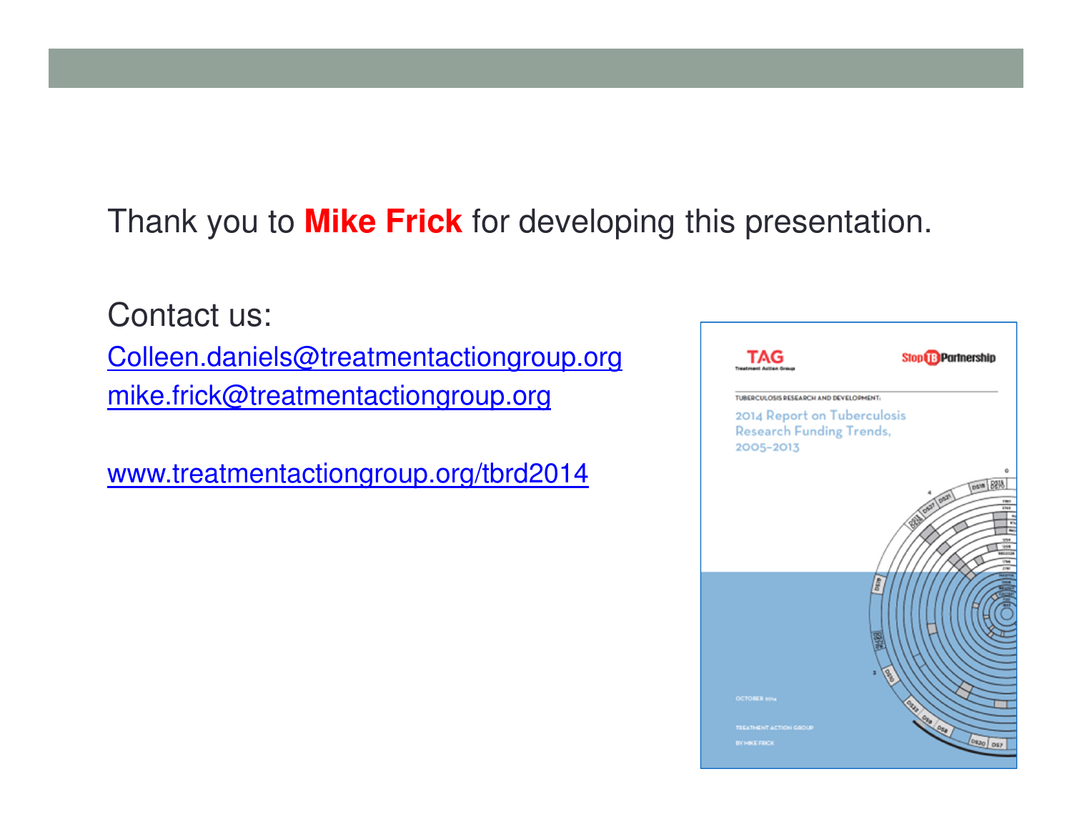Thank you to **Mike Frick** for developing this presentation.

Contact us:

Colleen.daniels@treatmentactiongroup.org

mike.frick@treatmentactiongroup.org

www.treatmentactiongroup.org/tbrd2014

TAG Treatment Action Group

Stop TB Partnership

TUBERCULOSIS RESEARCH AND DEVELOPMENT:

2014 Report on Tuberculosis Research Funding Trends, 2005–2013

OCTOBER 2014

TREATMENT ACTION GROUP

BY MIKE FRICK